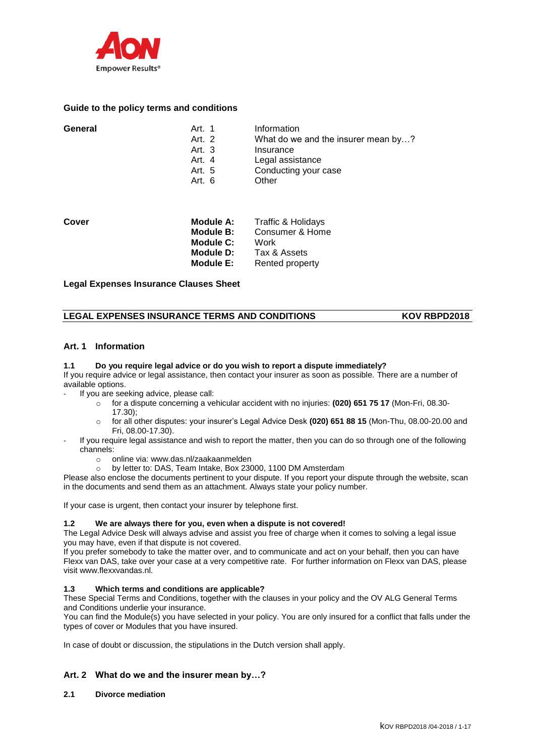AON
Empower Results®

**Guide to the policy terms and conditions**

| | | |
|---|---|---|
| **General** | Art. 1 | Information |
| | Art. 2 | What do we and the insurer mean by…? |
| | Art. 3 | Insurance |
| | Art. 4 | Legal assistance |
| | Art. 5 | Conducting your case |
| | Art. 6 | Other |
| **Cover** | **Module A:** | Traffic & Holidays |
| | **Module B:** | Consumer & Home |
| | **Module C:** | Work |
| | **Module D:** | Tax & Assets |
| | **Module E:** | Rented property |

**Legal Expenses Insurance Clauses Sheet**

**LEGAL EXPENSES INSURANCE TERMS AND CONDITIONS** **KOV RBPD2018**

## Art. 1 Information

### 1.1 Do you require legal advice or do you wish to report a dispute immediately?

If you require advice or legal assistance, then contact your insurer as soon as possible. There are a number of available options.

- If you are seeking advice, please call:
  - for a dispute concerning a vehicular accident with no injuries: **(020) 651 75 17** (Mon-Fri, 08.30-17.30);
  - for all other disputes: your insurer's Legal Advice Desk **(020) 651 88 15** (Mon-Thu, 08.00-20.00 and Fri, 08.00-17.30).
- If you require legal assistance and wish to report the matter, then you can do so through one of the following channels:
  - online via: www.das.nl/zaakaanmelden
  - by letter to: DAS, Team Intake, Box 23000, 1100 DM Amsterdam

Please also enclose the documents pertinent to your dispute. If you report your dispute through the website, scan in the documents and send them as an attachment. Always state your policy number.

If your case is urgent, then contact your insurer by telephone first.

### 1.2 We are always there for you, even when a dispute is not covered!

The Legal Advice Desk will always advise and assist you free of charge when it comes to solving a legal issue you may have, even if that dispute is not covered.
If you prefer somebody to take the matter over, and to communicate and act on your behalf, then you can have Flexx van DAS, take over your case at a very competitive rate. For further information on Flexx van DAS, please visit www.flexxvandas.nl.

### 1.3 Which terms and conditions are applicable?

These Special Terms and Conditions, together with the clauses in your policy and the OV ALG General Terms and Conditions underlie your insurance.
You can find the Module(s) you have selected in your policy. You are only insured for a conflict that falls under the types of cover or Modules that you have insured.

In case of doubt or discussion, the stipulations in the Dutch version shall apply.

## Art. 2 What do we and the insurer mean by…?

### 2.1 Divorce mediation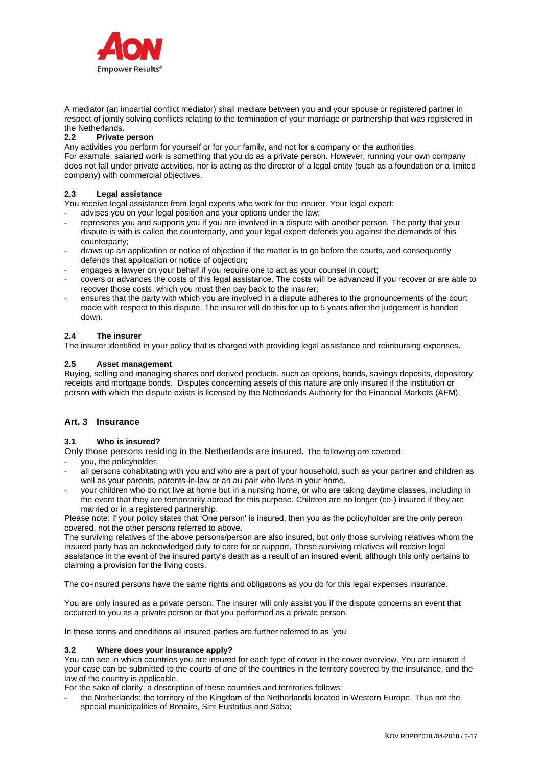A mediator (an impartial conflict mediator) shall mediate between you and your spouse or registered partner in respect of jointly solving conflicts relating to the termination of your marriage or partnership that was registered in the Netherlands.

### 2.2 Private person

Any activities you perform for yourself or for your family, and not for a company or the authorities.
For example, salaried work is something that you do as a private person. However, running your own company does not fall under private activities, nor is acting as the director of a legal entity (such as a foundation or a limited company) with commercial objectives.

### 2.3 Legal assistance

You receive legal assistance from legal experts who work for the insurer. Your legal expert:

- advises you on your legal position and your options under the law;
- represents you and supports you if you are involved in a dispute with another person. The party that your dispute is with is called the counterparty, and your legal expert defends you against the demands of this counterparty;
- draws up an application or notice of objection if the matter is to go before the courts, and consequently defends that application or notice of objection;
- engages a lawyer on your behalf if you require one to act as your counsel in court;
- covers or advances the costs of this legal assistance. The costs will be advanced if you recover or are able to recover those costs, which you must then pay back to the insurer;
- ensures that the party with which you are involved in a dispute adheres to the pronouncements of the court made with respect to this dispute. The insurer will do this for up to 5 years after the judgement is handed down.

### 2.4 The insurer

The insurer identified in your policy that is charged with providing legal assistance and reimbursing expenses.

### 2.5 Asset management

Buying, selling and managing shares and derived products, such as options, bonds, savings deposits, depository receipts and mortgage bonds. Disputes concerning assets of this nature are only insured if the institution or person with which the dispute exists is licensed by the Netherlands Authority for the Financial Markets (AFM).

## Art. 3 Insurance

### 3.1 Who is insured?

Only those persons residing in the Netherlands are insured. The following are covered:

- you, the policyholder;
- all persons cohabitating with you and who are a part of your household, such as your partner and children as well as your parents, parents-in-law or an au pair who lives in your home.
- your children who do not live at home but in a nursing home, or who are taking daytime classes, including in the event that they are temporarily abroad for this purpose. Children are no longer (co-) insured if they are married or in a registered partnership.

Please note: if your policy states that 'One person' is insured, then you as the policyholder are the only person covered, not the other persons referred to above.
The surviving relatives of the above persons/person are also insured, but only those surviving relatives whom the insured party has an acknowledged duty to care for or support. These surviving relatives will receive legal assistance in the event of the insured party's death as a result of an insured event, although this only pertains to claiming a provision for the living costs.

The co-insured persons have the same rights and obligations as you do for this legal expenses insurance.

You are only insured as a private person. The insurer will only assist you if the dispute concerns an event that occurred to you as a private person or that you performed as a private person.

In these terms and conditions all insured parties are further referred to as 'you'.

### 3.2 Where does your insurance apply?

You can see in which countries you are insured for each type of cover in the cover overview. You are insured if your case can be submitted to the courts of one of the countries in the territory covered by the insurance, and the law of the country is applicable.
For the sake of clarity, a description of these countries and territories follows:

- the Netherlands: the territory of the Kingdom of the Netherlands located in Western Europe. Thus not the special municipalities of Bonaire, Sint Eustatius and Saba;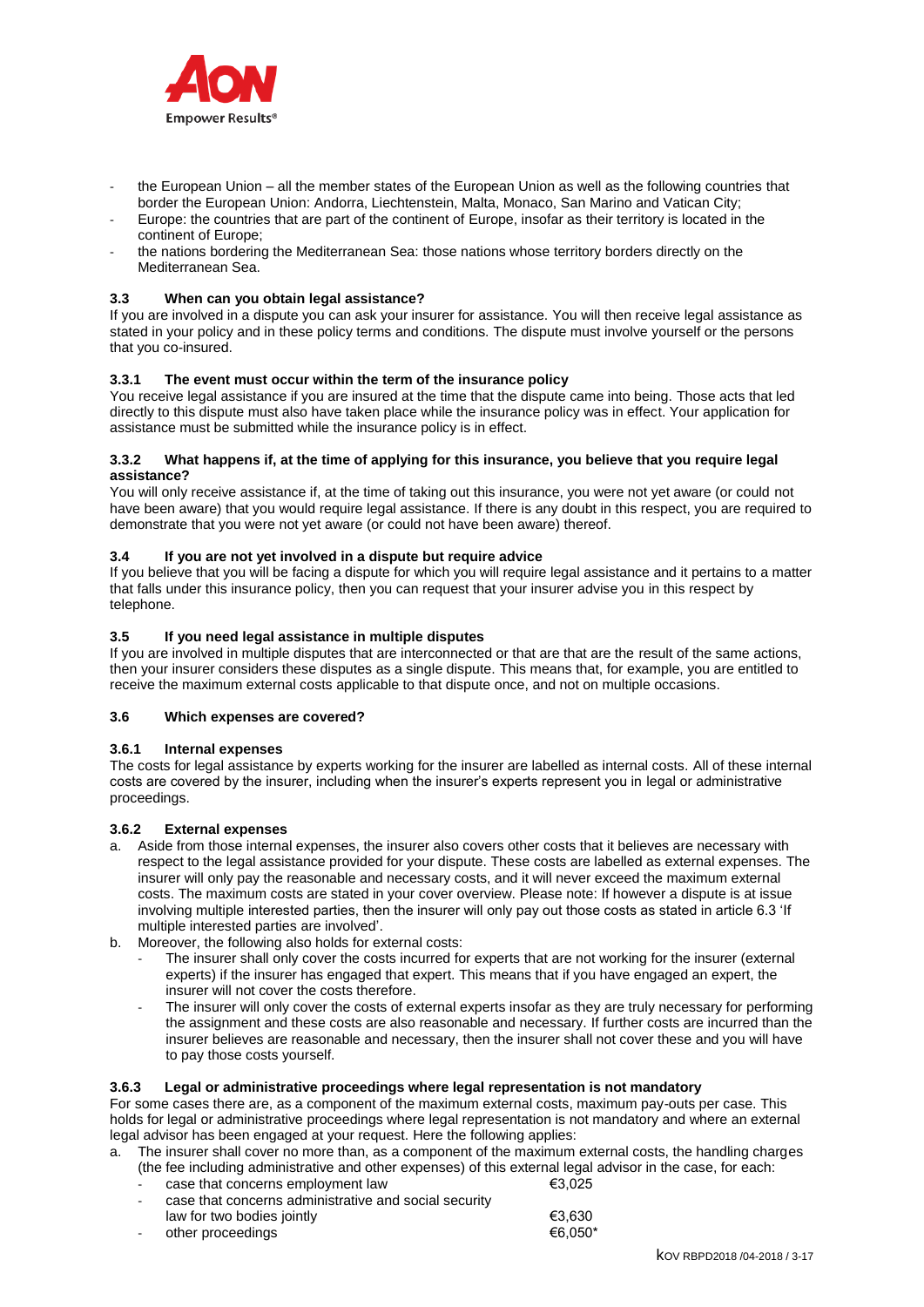- the European Union – all the member states of the European Union as well as the following countries that border the European Union: Andorra, Liechtenstein, Malta, Monaco, San Marino and Vatican City;
- Europe: the countries that are part of the continent of Europe, insofar as their territory is located in the continent of Europe;
- the nations bordering the Mediterranean Sea: those nations whose territory borders directly on the Mediterranean Sea.

### 3.3 When can you obtain legal assistance?

If you are involved in a dispute you can ask your insurer for assistance. You will then receive legal assistance as stated in your policy and in these policy terms and conditions. The dispute must involve yourself or the persons that you co-insured.

#### 3.3.1 The event must occur within the term of the insurance policy

You receive legal assistance if you are insured at the time that the dispute came into being. Those acts that led directly to this dispute must also have taken place while the insurance policy was in effect. Your application for assistance must be submitted while the insurance policy is in effect.

#### 3.3.2 What happens if, at the time of applying for this insurance, you believe that you require legal assistance?

You will only receive assistance if, at the time of taking out this insurance, you were not yet aware (or could not have been aware) that you would require legal assistance. If there is any doubt in this respect, you are required to demonstrate that you were not yet aware (or could not have been aware) thereof.

### 3.4 If you are not yet involved in a dispute but require advice

If you believe that you will be facing a dispute for which you will require legal assistance and it pertains to a matter that falls under this insurance policy, then you can request that your insurer advise you in this respect by telephone.

### 3.5 If you need legal assistance in multiple disputes

If you are involved in multiple disputes that are interconnected or that are that are the result of the same actions, then your insurer considers these disputes as a single dispute. This means that, for example, you are entitled to receive the maximum external costs applicable to that dispute once, and not on multiple occasions.

### 3.6 Which expenses are covered?

#### 3.6.1 Internal expenses

The costs for legal assistance by experts working for the insurer are labelled as internal costs. All of these internal costs are covered by the insurer, including when the insurer's experts represent you in legal or administrative proceedings.

#### 3.6.2 External expenses

a. Aside from those internal expenses, the insurer also covers other costs that it believes are necessary with respect to the legal assistance provided for your dispute. These costs are labelled as external expenses. The insurer will only pay the reasonable and necessary costs, and it will never exceed the maximum external costs. The maximum costs are stated in your cover overview. Please note: If however a dispute is at issue involving multiple interested parties, then the insurer will only pay out those costs as stated in article 6.3 'If multiple interested parties are involved'.
b. Moreover, the following also holds for external costs:
   - The insurer shall only cover the costs incurred for experts that are not working for the insurer (external experts) if the insurer has engaged that expert. This means that if you have engaged an expert, the insurer will not cover the costs therefore.
   - The insurer will only cover the costs of external experts insofar as they are truly necessary for performing the assignment and these costs are also reasonable and necessary. If further costs are incurred than the insurer believes are reasonable and necessary, then the insurer shall not cover these and you will have to pay those costs yourself.

#### 3.6.3 Legal or administrative proceedings where legal representation is not mandatory

For some cases there are, as a component of the maximum external costs, maximum pay-outs per case. This holds for legal or administrative proceedings where legal representation is not mandatory and where an external legal advisor has been engaged at your request. Here the following applies:

a. The insurer shall cover no more than, as a component of the maximum external costs, the handling charges (the fee including administrative and other expenses) of this external legal advisor in the case, for each:
   - case that concerns employment law — €3,025
   - case that concerns administrative and social security law for two bodies jointly — €3,630
   - other proceedings — €6,050*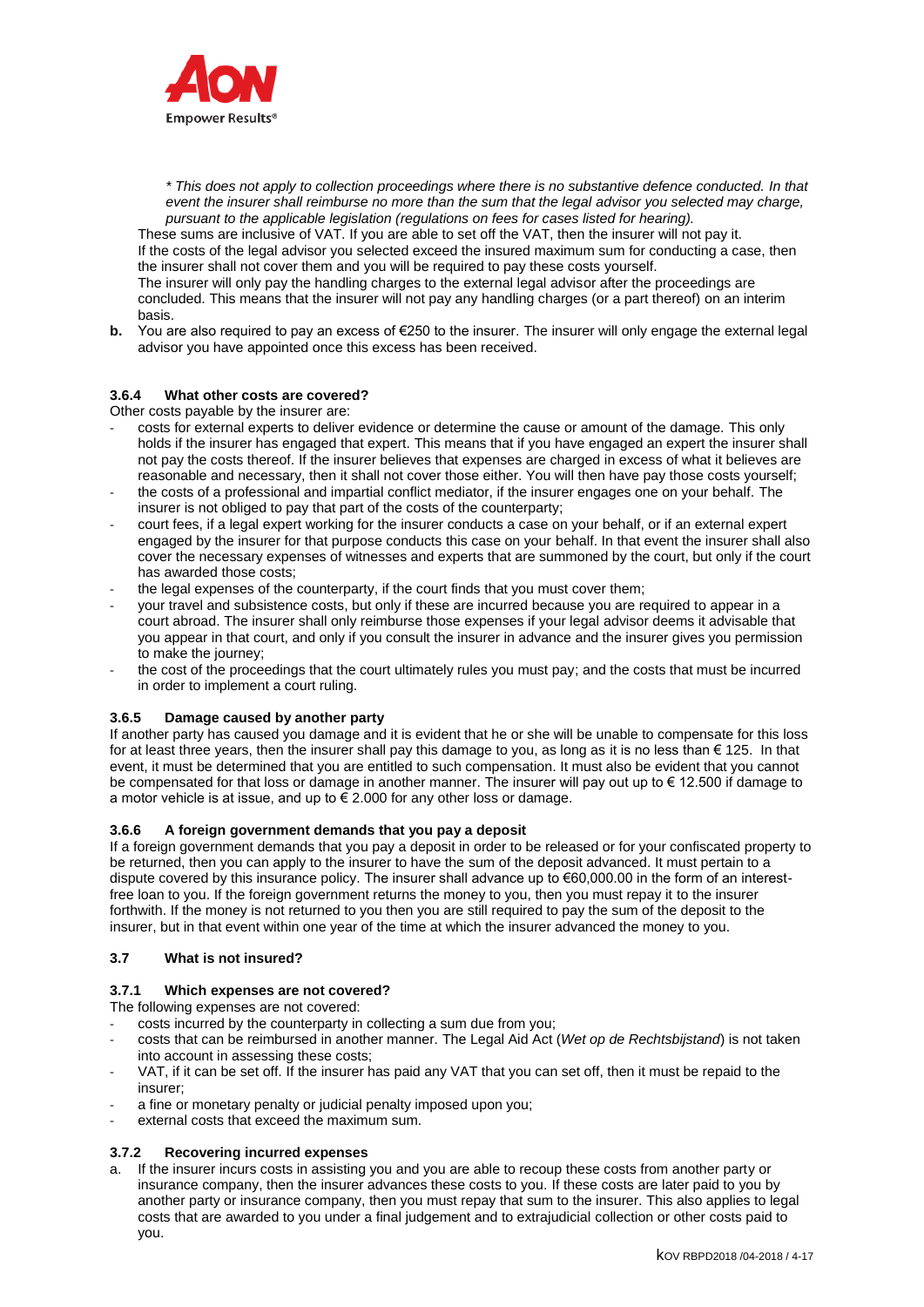*\* This does not apply to collection proceedings where there is no substantive defence conducted. In that event the insurer shall reimburse no more than the sum that the legal advisor you selected may charge, pursuant to the applicable legislation (regulations on fees for cases listed for hearing).*

These sums are inclusive of VAT. If you are able to set off the VAT, then the insurer will not pay it. If the costs of the legal advisor you selected exceed the insured maximum sum for conducting a case, then the insurer shall not cover them and you will be required to pay these costs yourself.
The insurer will only pay the handling charges to the external legal advisor after the proceedings are concluded. This means that the insurer will not pay any handling charges (or a part thereof) on an interim basis.

**b.** You are also required to pay an excess of €250 to the insurer. The insurer will only engage the external legal advisor you have appointed once this excess has been received.

#### 3.6.4 What other costs are covered?

Other costs payable by the insurer are:

- costs for external experts to deliver evidence or determine the cause or amount of the damage. This only holds if the insurer has engaged that expert. This means that if you have engaged an expert the insurer shall not pay the costs thereof. If the insurer believes that expenses are charged in excess of what it believes are reasonable and necessary, then it shall not cover those either. You will then have pay those costs yourself;
- the costs of a professional and impartial conflict mediator, if the insurer engages one on your behalf. The insurer is not obliged to pay that part of the costs of the counterparty;
- court fees, if a legal expert working for the insurer conducts a case on your behalf, or if an external expert engaged by the insurer for that purpose conducts this case on your behalf. In that event the insurer shall also cover the necessary expenses of witnesses and experts that are summoned by the court, but only if the court has awarded those costs;
- the legal expenses of the counterparty, if the court finds that you must cover them;
- your travel and subsistence costs, but only if these are incurred because you are required to appear in a court abroad. The insurer shall only reimburse those expenses if your legal advisor deems it advisable that you appear in that court, and only if you consult the insurer in advance and the insurer gives you permission to make the journey;
- the cost of the proceedings that the court ultimately rules you must pay; and the costs that must be incurred in order to implement a court ruling.

#### 3.6.5 Damage caused by another party

If another party has caused you damage and it is evident that he or she will be unable to compensate for this loss for at least three years, then the insurer shall pay this damage to you, as long as it is no less than € 125. In that event, it must be determined that you are entitled to such compensation. It must also be evident that you cannot be compensated for that loss or damage in another manner. The insurer will pay out up to € 12.500 if damage to a motor vehicle is at issue, and up to € 2.000 for any other loss or damage.

#### 3.6.6 A foreign government demands that you pay a deposit

If a foreign government demands that you pay a deposit in order to be released or for your confiscated property to be returned, then you can apply to the insurer to have the sum of the deposit advanced. It must pertain to a dispute covered by this insurance policy. The insurer shall advance up to €60,000.00 in the form of an interest-free loan to you. If the foreign government returns the money to you, then you must repay it to the insurer forthwith. If the money is not returned to you then you are still required to pay the sum of the deposit to the insurer, but in that event within one year of the time at which the insurer advanced the money to you.

### 3.7 What is not insured?

#### 3.7.1 Which expenses are not covered?

The following expenses are not covered:

- costs incurred by the counterparty in collecting a sum due from you;
- costs that can be reimbursed in another manner. The Legal Aid Act (*Wet op de Rechtsbijstand*) is not taken into account in assessing these costs;
- VAT, if it can be set off. If the insurer has paid any VAT that you can set off, then it must be repaid to the insurer;
- a fine or monetary penalty or judicial penalty imposed upon you;
- external costs that exceed the maximum sum.

#### 3.7.2 Recovering incurred expenses

a. If the insurer incurs costs in assisting you and you are able to recoup these costs from another party or insurance company, then the insurer advances these costs to you. If these costs are later paid to you by another party or insurance company, then you must repay that sum to the insurer. This also applies to legal costs that are awarded to you under a final judgement and to extrajudicial collection or other costs paid to you.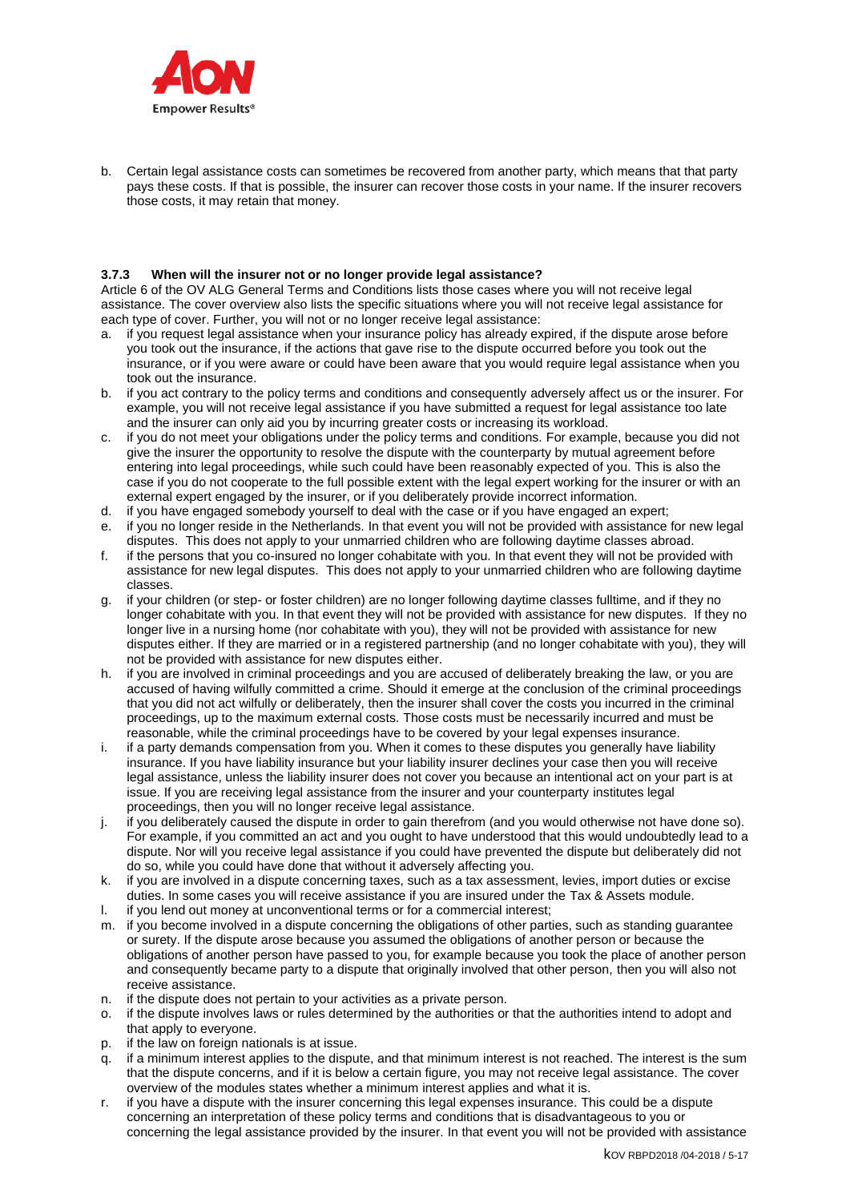b. Certain legal assistance costs can sometimes be recovered from another party, which means that that party pays these costs. If that is possible, the insurer can recover those costs in your name. If the insurer recovers those costs, it may retain that money.

### 3.7.3 When will the insurer not or no longer provide legal assistance?

Article 6 of the OV ALG General Terms and Conditions lists those cases where you will not receive legal assistance. The cover overview also lists the specific situations where you will not receive legal assistance for each type of cover. Further, you will not or no longer receive legal assistance:

a. if you request legal assistance when your insurance policy has already expired, if the dispute arose before you took out the insurance, if the actions that gave rise to the dispute occurred before you took out the insurance, or if you were aware or could have been aware that you would require legal assistance when you took out the insurance.
b. if you act contrary to the policy terms and conditions and consequently adversely affect us or the insurer. For example, you will not receive legal assistance if you have submitted a request for legal assistance too late and the insurer can only aid you by incurring greater costs or increasing its workload.
c. if you do not meet your obligations under the policy terms and conditions. For example, because you did not give the insurer the opportunity to resolve the dispute with the counterparty by mutual agreement before entering into legal proceedings, while such could have been reasonably expected of you. This is also the case if you do not cooperate to the full possible extent with the legal expert working for the insurer or with an external expert engaged by the insurer, or if you deliberately provide incorrect information.
d. if you have engaged somebody yourself to deal with the case or if you have engaged an expert;
e. if you no longer reside in the Netherlands. In that event you will not be provided with assistance for new legal disputes. This does not apply to your unmarried children who are following daytime classes abroad.
f. if the persons that you co-insured no longer cohabitate with you. In that event they will not be provided with assistance for new legal disputes. This does not apply to your unmarried children who are following daytime classes.
g. if your children (or step- or foster children) are no longer following daytime classes fulltime, and if they no longer cohabitate with you. In that event they will not be provided with assistance for new disputes. If they no longer live in a nursing home (nor cohabitate with you), they will not be provided with assistance for new disputes either. If they are married or in a registered partnership (and no longer cohabitate with you), they will not be provided with assistance for new disputes either.
h. if you are involved in criminal proceedings and you are accused of deliberately breaking the law, or you are accused of having wilfully committed a crime. Should it emerge at the conclusion of the criminal proceedings that you did not act wilfully or deliberately, then the insurer shall cover the costs you incurred in the criminal proceedings, up to the maximum external costs. Those costs must be necessarily incurred and must be reasonable, while the criminal proceedings have to be covered by your legal expenses insurance.
i. if a party demands compensation from you. When it comes to these disputes you generally have liability insurance. If you have liability insurance but your liability insurer declines your case then you will receive legal assistance, unless the liability insurer does not cover you because an intentional act on your part is at issue. If you are receiving legal assistance from the insurer and your counterparty institutes legal proceedings, then you will no longer receive legal assistance.
j. if you deliberately caused the dispute in order to gain therefrom (and you would otherwise not have done so). For example, if you committed an act and you ought to have understood that this would undoubtedly lead to a dispute. Nor will you receive legal assistance if you could have prevented the dispute but deliberately did not do so, while you could have done that without it adversely affecting you.
k. if you are involved in a dispute concerning taxes, such as a tax assessment, levies, import duties or excise duties. In some cases you will receive assistance if you are insured under the Tax & Assets module.
l. if you lend out money at unconventional terms or for a commercial interest;
m. if you become involved in a dispute concerning the obligations of other parties, such as standing guarantee or surety. If the dispute arose because you assumed the obligations of another person or because the obligations of another person have passed to you, for example because you took the place of another person and consequently became party to a dispute that originally involved that other person, then you will also not receive assistance.
n. if the dispute does not pertain to your activities as a private person.
o. if the dispute involves laws or rules determined by the authorities or that the authorities intend to adopt and that apply to everyone.
p. if the law on foreign nationals is at issue.
q. if a minimum interest applies to the dispute, and that minimum interest is not reached. The interest is the sum that the dispute concerns, and if it is below a certain figure, you may not receive legal assistance. The cover overview of the modules states whether a minimum interest applies and what it is.
r. if you have a dispute with the insurer concerning this legal expenses insurance. This could be a dispute concerning an interpretation of these policy terms and conditions that is disadvantageous to you or concerning the legal assistance provided by the insurer. In that event you will not be provided with assistance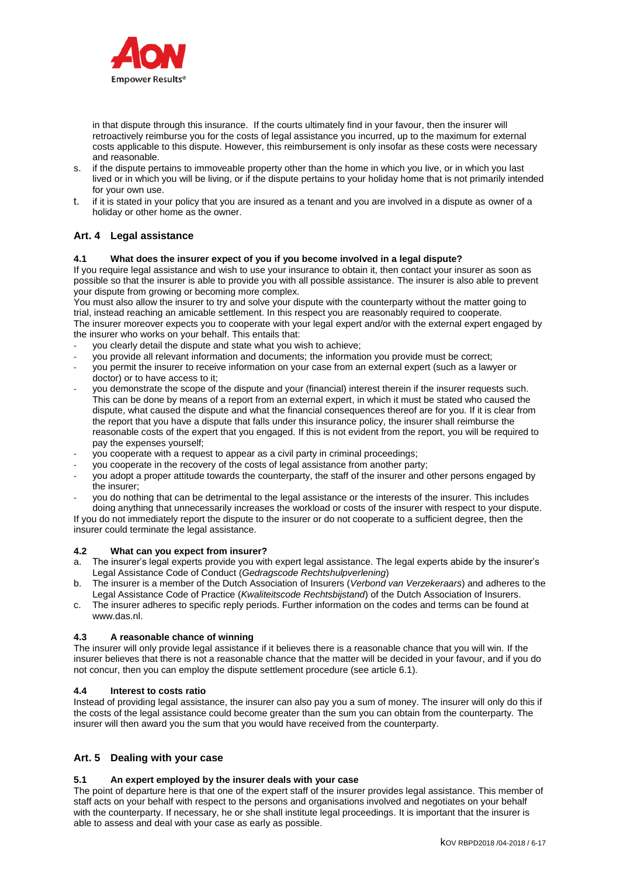in that dispute through this insurance. If the courts ultimately find in your favour, then the insurer will retroactively reimburse you for the costs of legal assistance you incurred, up to the maximum for external costs applicable to this dispute. However, this reimbursement is only insofar as these costs were necessary and reasonable.

s. if the dispute pertains to immoveable property other than the home in which you live, or in which you last lived or in which you will be living, or if the dispute pertains to your holiday home that is not primarily intended for your own use.

t. if it is stated in your policy that you are insured as a tenant and you are involved in a dispute as owner of a holiday or other home as the owner.

## Art. 4 Legal assistance

### 4.1 What does the insurer expect of you if you become involved in a legal dispute?

If you require legal assistance and wish to use your insurance to obtain it, then contact your insurer as soon as possible so that the insurer is able to provide you with all possible assistance. The insurer is also able to prevent your dispute from growing or becoming more complex.

You must also allow the insurer to try and solve your dispute with the counterparty without the matter going to trial, instead reaching an amicable settlement. In this respect you are reasonably required to cooperate.

The insurer moreover expects you to cooperate with your legal expert and/or with the external expert engaged by the insurer who works on your behalf. This entails that:

- you clearly detail the dispute and state what you wish to achieve;
- you provide all relevant information and documents; the information you provide must be correct;
- you permit the insurer to receive information on your case from an external expert (such as a lawyer or doctor) or to have access to it;
- you demonstrate the scope of the dispute and your (financial) interest therein if the insurer requests such. This can be done by means of a report from an external expert, in which it must be stated who caused the dispute, what caused the dispute and what the financial consequences thereof are for you. If it is clear from the report that you have a dispute that falls under this insurance policy, the insurer shall reimburse the reasonable costs of the expert that you engaged. If this is not evident from the report, you will be required to pay the expenses yourself;
- you cooperate with a request to appear as a civil party in criminal proceedings;
- you cooperate in the recovery of the costs of legal assistance from another party;
- you adopt a proper attitude towards the counterparty, the staff of the insurer and other persons engaged by the insurer;
- you do nothing that can be detrimental to the legal assistance or the interests of the insurer. This includes doing anything that unnecessarily increases the workload or costs of the insurer with respect to your dispute.

If you do not immediately report the dispute to the insurer or do not cooperate to a sufficient degree, then the insurer could terminate the legal assistance.

### 4.2 What can you expect from insurer?

a. The insurer's legal experts provide you with expert legal assistance. The legal experts abide by the insurer's Legal Assistance Code of Conduct (*Gedragscode Rechtshulpverlening*)

b. The insurer is a member of the Dutch Association of Insurers (*Verbond van Verzekeraars*) and adheres to the Legal Assistance Code of Practice (*Kwaliteitscode Rechtsbijstand*) of the Dutch Association of Insurers.

c. The insurer adheres to specific reply periods. Further information on the codes and terms can be found at www.das.nl.

### 4.3 A reasonable chance of winning

The insurer will only provide legal assistance if it believes there is a reasonable chance that you will win. If the insurer believes that there is not a reasonable chance that the matter will be decided in your favour, and if you do not concur, then you can employ the dispute settlement procedure (see article 6.1).

### 4.4 Interest to costs ratio

Instead of providing legal assistance, the insurer can also pay you a sum of money. The insurer will only do this if the costs of the legal assistance could become greater than the sum you can obtain from the counterparty. The insurer will then award you the sum that you would have received from the counterparty.

## Art. 5 Dealing with your case

### 5.1 An expert employed by the insurer deals with your case

The point of departure here is that one of the expert staff of the insurer provides legal assistance. This member of staff acts on your behalf with respect to the persons and organisations involved and negotiates on your behalf with the counterparty. If necessary, he or she shall institute legal proceedings. It is important that the insurer is able to assess and deal with your case as early as possible.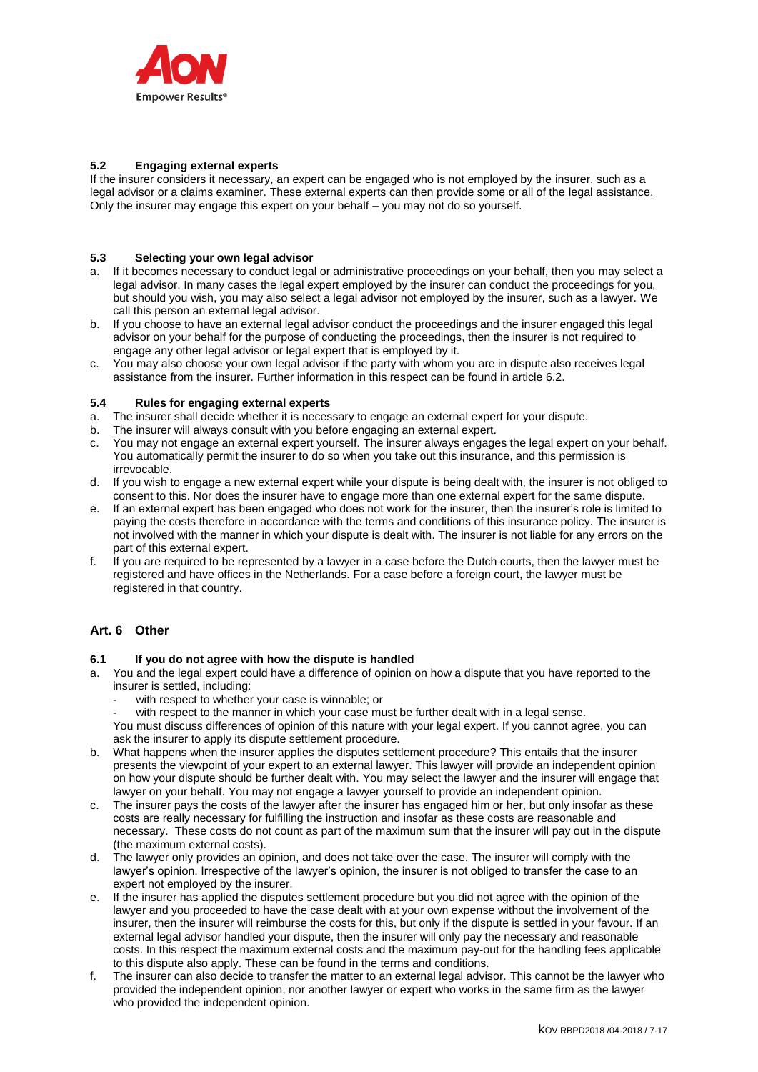### 5.2 Engaging external experts

If the insurer considers it necessary, an expert can be engaged who is not employed by the insurer, such as a legal advisor or a claims examiner. These external experts can then provide some or all of the legal assistance. Only the insurer may engage this expert on your behalf – you may not do so yourself.

### 5.3 Selecting your own legal advisor

a. If it becomes necessary to conduct legal or administrative proceedings on your behalf, then you may select a legal advisor. In many cases the legal expert employed by the insurer can conduct the proceedings for you, but should you wish, you may also select a legal advisor not employed by the insurer, such as a lawyer. We call this person an external legal advisor.

b. If you choose to have an external legal advisor conduct the proceedings and the insurer engaged this legal advisor on your behalf for the purpose of conducting the proceedings, then the insurer is not required to engage any other legal advisor or legal expert that is employed by it.

c. You may also choose your own legal advisor if the party with whom you are in dispute also receives legal assistance from the insurer. Further information in this respect can be found in article 6.2.

### 5.4 Rules for engaging external experts

a. The insurer shall decide whether it is necessary to engage an external expert for your dispute.

b. The insurer will always consult with you before engaging an external expert.

c. You may not engage an external expert yourself. The insurer always engages the legal expert on your behalf. You automatically permit the insurer to do so when you take out this insurance, and this permission is irrevocable.

d. If you wish to engage a new external expert while your dispute is being dealt with, the insurer is not obliged to consent to this. Nor does the insurer have to engage more than one external expert for the same dispute.

e. If an external expert has been engaged who does not work for the insurer, then the insurer's role is limited to paying the costs therefore in accordance with the terms and conditions of this insurance policy. The insurer is not involved with the manner in which your dispute is dealt with. The insurer is not liable for any errors on the part of this external expert.

f. If you are required to be represented by a lawyer in a case before the Dutch courts, then the lawyer must be registered and have offices in the Netherlands. For a case before a foreign court, the lawyer must be registered in that country.

## Art. 6 Other

### 6.1 If you do not agree with how the dispute is handled

a. You and the legal expert could have a difference of opinion on how a dispute that you have reported to the insurer is settled, including:
   - with respect to whether your case is winnable; or
   - with respect to the manner in which your case must be further dealt with in a legal sense.

   You must discuss differences of opinion of this nature with your legal expert. If you cannot agree, you can ask the insurer to apply its dispute settlement procedure.

b. What happens when the insurer applies the disputes settlement procedure? This entails that the insurer presents the viewpoint of your expert to an external lawyer. This lawyer will provide an independent opinion on how your dispute should be further dealt with. You may select the lawyer and the insurer will engage that lawyer on your behalf. You may not engage a lawyer yourself to provide an independent opinion.

c. The insurer pays the costs of the lawyer after the insurer has engaged him or her, but only insofar as these costs are really necessary for fulfilling the instruction and insofar as these costs are reasonable and necessary. These costs do not count as part of the maximum sum that the insurer will pay out in the dispute (the maximum external costs).

d. The lawyer only provides an opinion, and does not take over the case. The insurer will comply with the lawyer's opinion. Irrespective of the lawyer's opinion, the insurer is not obliged to transfer the case to an expert not employed by the insurer.

e. If the insurer has applied the disputes settlement procedure but you did not agree with the opinion of the lawyer and you proceeded to have the case dealt with at your own expense without the involvement of the insurer, then the insurer will reimburse the costs for this, but only if the dispute is settled in your favour. If an external legal advisor handled your dispute, then the insurer will only pay the necessary and reasonable costs. In this respect the maximum external costs and the maximum pay-out for the handling fees applicable to this dispute also apply. These can be found in the terms and conditions.

f. The insurer can also decide to transfer the matter to an external legal advisor. This cannot be the lawyer who provided the independent opinion, nor another lawyer or expert who works in the same firm as the lawyer who provided the independent opinion.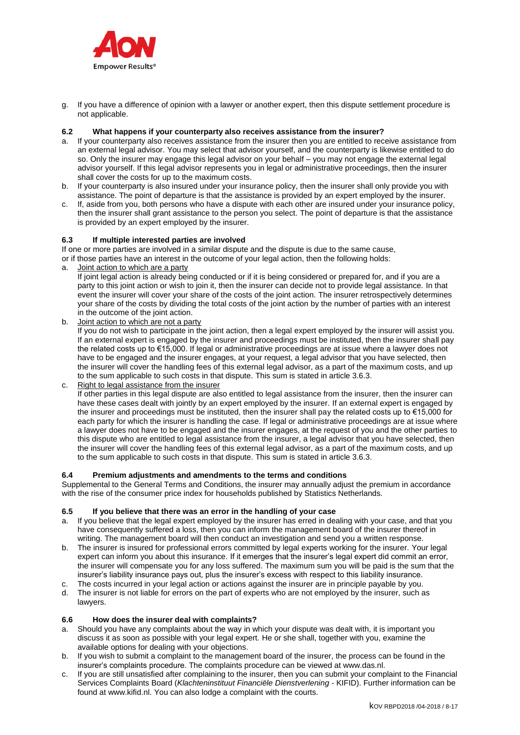g. If you have a difference of opinion with a lawyer or another expert, then this dispute settlement procedure is not applicable.

### 6.2 What happens if your counterparty also receives assistance from the insurer?

a. If your counterparty also receives assistance from the insurer then you are entitled to receive assistance from an external legal advisor. You may select that advisor yourself, and the counterparty is likewise entitled to do so. Only the insurer may engage this legal advisor on your behalf – you may not engage the external legal advisor yourself. If this legal advisor represents you in legal or administrative proceedings, then the insurer shall cover the costs for up to the maximum costs.
b. If your counterparty is also insured under your insurance policy, then the insurer shall only provide you with assistance. The point of departure is that the assistance is provided by an expert employed by the insurer.
c. If, aside from you, both persons who have a dispute with each other are insured under your insurance policy, then the insurer shall grant assistance to the person you select. The point of departure is that the assistance is provided by an expert employed by the insurer.

### 6.3 If multiple interested parties are involved

If one or more parties are involved in a similar dispute and the dispute is due to the same cause, or if those parties have an interest in the outcome of your legal action, then the following holds:

a. Joint action to which are a party
If joint legal action is already being conducted or if it is being considered or prepared for, and if you are a party to this joint action or wish to join it, then the insurer can decide not to provide legal assistance. In that event the insurer will cover your share of the costs of the joint action. The insurer retrospectively determines your share of the costs by dividing the total costs of the joint action by the number of parties with an interest in the outcome of the joint action.
b. Joint action to which are not a party
If you do not wish to participate in the joint action, then a legal expert employed by the insurer will assist you. If an external expert is engaged by the insurer and proceedings must be instituted, then the insurer shall pay the related costs up to €15,000. If legal or administrative proceedings are at issue where a lawyer does not have to be engaged and the insurer engages, at your request, a legal advisor that you have selected, then the insurer will cover the handling fees of this external legal advisor, as a part of the maximum costs, and up to the sum applicable to such costs in that dispute. This sum is stated in article 3.6.3.
c. Right to legal assistance from the insurer
If other parties in this legal dispute are also entitled to legal assistance from the insurer, then the insurer can have these cases dealt with jointly by an expert employed by the insurer. If an external expert is engaged by the insurer and proceedings must be instituted, then the insurer shall pay the related costs up to €15,000 for each party for which the insurer is handling the case. If legal or administrative proceedings are at issue where a lawyer does not have to be engaged and the insurer engages, at the request of you and the other parties to this dispute who are entitled to legal assistance from the insurer, a legal advisor that you have selected, then the insurer will cover the handling fees of this external legal advisor, as a part of the maximum costs, and up to the sum applicable to such costs in that dispute. This sum is stated in article 3.6.3.

### 6.4 Premium adjustments and amendments to the terms and conditions

Supplemental to the General Terms and Conditions, the insurer may annually adjust the premium in accordance with the rise of the consumer price index for households published by Statistics Netherlands.

### 6.5 If you believe that there was an error in the handling of your case

a. If you believe that the legal expert employed by the insurer has erred in dealing with your case, and that you have consequently suffered a loss, then you can inform the management board of the insurer thereof in writing. The management board will then conduct an investigation and send you a written response.
b. The insurer is insured for professional errors committed by legal experts working for the insurer. Your legal expert can inform you about this insurance. If it emerges that the insurer's legal expert did commit an error, the insurer will compensate you for any loss suffered. The maximum sum you will be paid is the sum that the insurer's liability insurance pays out, plus the insurer's excess with respect to this liability insurance.
c. The costs incurred in your legal action or actions against the insurer are in principle payable by you.
d. The insurer is not liable for errors on the part of experts who are not employed by the insurer, such as lawyers.

### 6.6 How does the insurer deal with complaints?

a. Should you have any complaints about the way in which your dispute was dealt with, it is important you discuss it as soon as possible with your legal expert. He or she shall, together with you, examine the available options for dealing with your objections.
b. If you wish to submit a complaint to the management board of the insurer, the process can be found in the insurer's complaints procedure. The complaints procedure can be viewed at www.das.nl.
c. If you are still unsatisfied after complaining to the insurer, then you can submit your complaint to the Financial Services Complaints Board (*Klachteninstituut Financiële Dienstverlening* - KIFID). Further information can be found at www.kifid.nl. You can also lodge a complaint with the courts.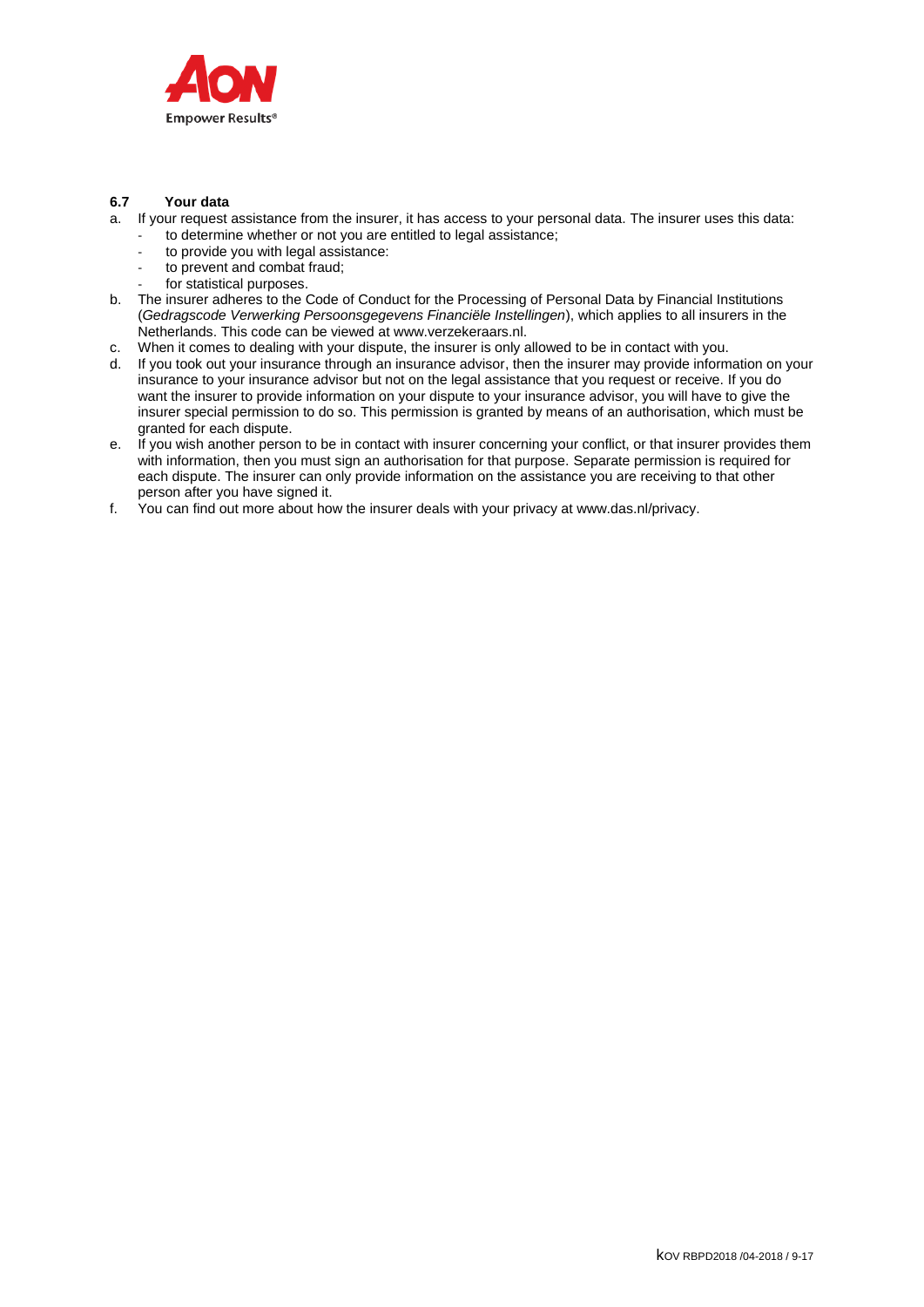### 6.7 Your data

a. If your request assistance from the insurer, it has access to your personal data. The insurer uses this data:
   - to determine whether or not you are entitled to legal assistance;
   - to provide you with legal assistance:
   - to prevent and combat fraud;
   - for statistical purposes.

b. The insurer adheres to the Code of Conduct for the Processing of Personal Data by Financial Institutions (*Gedragscode Verwerking Persoonsgegevens Financiële Instellingen*), which applies to all insurers in the Netherlands. This code can be viewed at www.verzekeraars.nl.

c. When it comes to dealing with your dispute, the insurer is only allowed to be in contact with you.

d. If you took out your insurance through an insurance advisor, then the insurer may provide information on your insurance to your insurance advisor but not on the legal assistance that you request or receive. If you do want the insurer to provide information on your dispute to your insurance advisor, you will have to give the insurer special permission to do so. This permission is granted by means of an authorisation, which must be granted for each dispute.

e. If you wish another person to be in contact with insurer concerning your conflict, or that insurer provides them with information, then you must sign an authorisation for that purpose. Separate permission is required for each dispute. The insurer can only provide information on the assistance you are receiving to that other person after you have signed it.

f. You can find out more about how the insurer deals with your privacy at www.das.nl/privacy.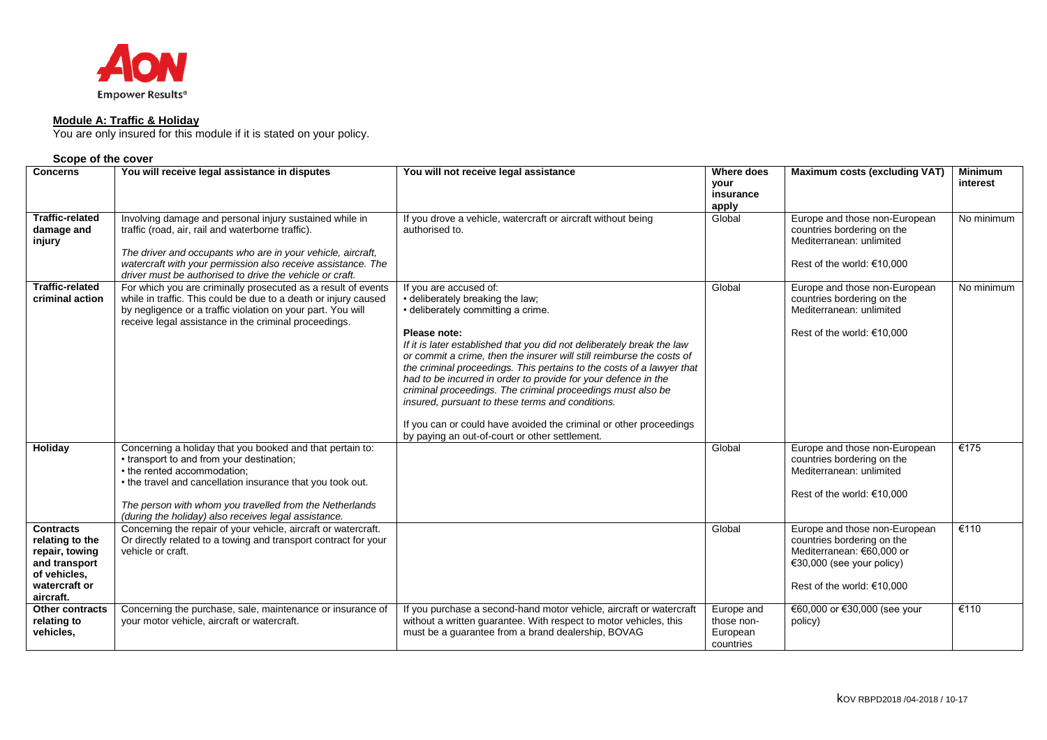**Module A: Traffic & Holiday**

You are only insured for this module if it is stated on your policy.

**Scope of the cover**

| Concerns | You will receive legal assistance in disputes | You will not receive legal assistance | Where does your insurance apply | Maximum costs (excluding VAT) | Minimum interest |
|---|---|---|---|---|---|
| **Traffic-related damage and injury** | Involving damage and personal injury sustained while in traffic (road, air, rail and waterborne traffic).<br><br>*The driver and occupants who are in your vehicle, aircraft, watercraft with your permission also receive assistance. The driver must be authorised to drive the vehicle or craft.* | If you drove a vehicle, watercraft or aircraft without being authorised to. | Global | Europe and those non-European countries bordering on the Mediterranean: unlimited<br><br>Rest of the world: €10,000 | No minimum |
| **Traffic-related criminal action** | For which you are criminally prosecuted as a result of events while in traffic. This could be due to a death or injury caused by negligence or a traffic violation on your part. You will receive legal assistance in the criminal proceedings. | If you are accused of:<br>• deliberately breaking the law;<br>• deliberately committing a crime.<br><br>**Please note:**<br>*If it is later established that you did not deliberately break the law or commit a crime, then the insurer will still reimburse the costs of the criminal proceedings. This pertains to the costs of a lawyer that had to be incurred in order to provide for your defence in the criminal proceedings. The criminal proceedings must also be insured, pursuant to these terms and conditions.*<br><br>If you can or could have avoided the criminal or other proceedings by paying an out-of-court or other settlement. | Global | Europe and those non-European countries bordering on the Mediterranean: unlimited<br><br>Rest of the world: €10,000 | No minimum |
| **Holiday** | Concerning a holiday that you booked and that pertain to:<br>• transport to and from your destination;<br>• the rented accommodation;<br>• the travel and cancellation insurance that you took out.<br><br>*The person with whom you travelled from the Netherlands (during the holiday) also receives legal assistance.* | | Global | Europe and those non-European countries bordering on the Mediterranean: unlimited<br><br>Rest of the world: €10,000 | €175 |
| **Contracts relating to the repair, towing and transport of vehicles, watercraft or aircraft.** | Concerning the repair of your vehicle, aircraft or watercraft. Or directly related to a towing and transport contract for your vehicle or craft. | | Global | Europe and those non-European countries bordering on the Mediterranean: €60,000 or €30,000 (see your policy)<br><br>Rest of the world: €10,000 | €110 |
| **Other contracts relating to vehicles,** | Concerning the purchase, sale, maintenance or insurance of your motor vehicle, aircraft or watercraft. | If you purchase a second-hand motor vehicle, aircraft or watercraft without a written guarantee. With respect to motor vehicles, this must be a guarantee from a brand dealership, BOVAG | Europe and those non-European countries | €60,000 or €30,000 (see your policy) | €110 |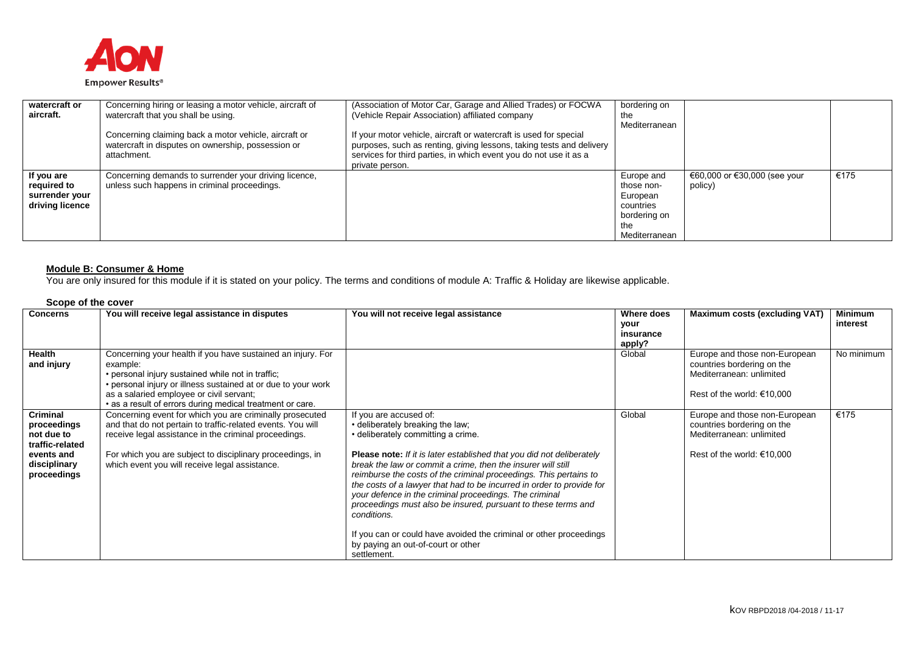| watercraft or aircraft. | Concerning hiring or leasing a motor vehicle, aircraft of watercraft that you shall be using.<br><br>Concerning claiming back a motor vehicle, aircraft or watercraft in disputes on ownership, possession or attachment. | (Association of Motor Car, Garage and Allied Trades) or FOCWA (Vehicle Repair Association) affiliated company<br><br>If your motor vehicle, aircraft or watercraft is used for special purposes, such as renting, giving lessons, taking tests and delivery services for third parties, in which event you do not use it as a private person. | bordering on the Mediterranean | | |
|---|---|---|---|---|---|
| **If you are required to surrender your driving licence** | Concerning demands to surrender your driving licence, unless such happens in criminal proceedings. | | Europe and those non-European countries bordering on the Mediterranean | €60,000 or €30,000 (see your policy) | €175 |

## Module B: Consumer & Home

You are only insured for this module if it is stated on your policy. The terms and conditions of module A: Traffic & Holiday are likewise applicable.

### Scope of the cover

| Concerns | You will receive legal assistance in disputes | You will not receive legal assistance | Where does your insurance apply? | Maximum costs (excluding VAT) | Minimum interest |
|---|---|---|---|---|---|
| **Health and injury** | Concerning your health if you have sustained an injury. For example:<br>• personal injury sustained while not in traffic;<br>• personal injury or illness sustained at or due to your work as a salaried employee or civil servant;<br>• as a result of errors during medical treatment or care. | | Global | Europe and those non-European countries bordering on the Mediterranean: unlimited<br><br>Rest of the world: €10,000 | No minimum |
| **Criminal proceedings not due to traffic-related events and disciplinary proceedings** | Concerning event for which you are criminally prosecuted and that do not pertain to traffic-related events. You will receive legal assistance in the criminal proceedings.<br><br>For which you are subject to disciplinary proceedings, in which event you will receive legal assistance. | If you are accused of:<br>• deliberately breaking the law;<br>• deliberately committing a crime.<br><br>**Please note:** *If it is later established that you did not deliberately break the law or commit a crime, then the insurer will still reimburse the costs of the criminal proceedings. This pertains to the costs of a lawyer that had to be incurred in order to provide for your defence in the criminal proceedings. The criminal proceedings must also be insured, pursuant to these terms and conditions.*<br><br>If you can or could have avoided the criminal or other proceedings by paying an out-of-court or other settlement. | Global | Europe and those non-European countries bordering on the Mediterranean: unlimited<br><br>Rest of the world: €10,000 | €175 |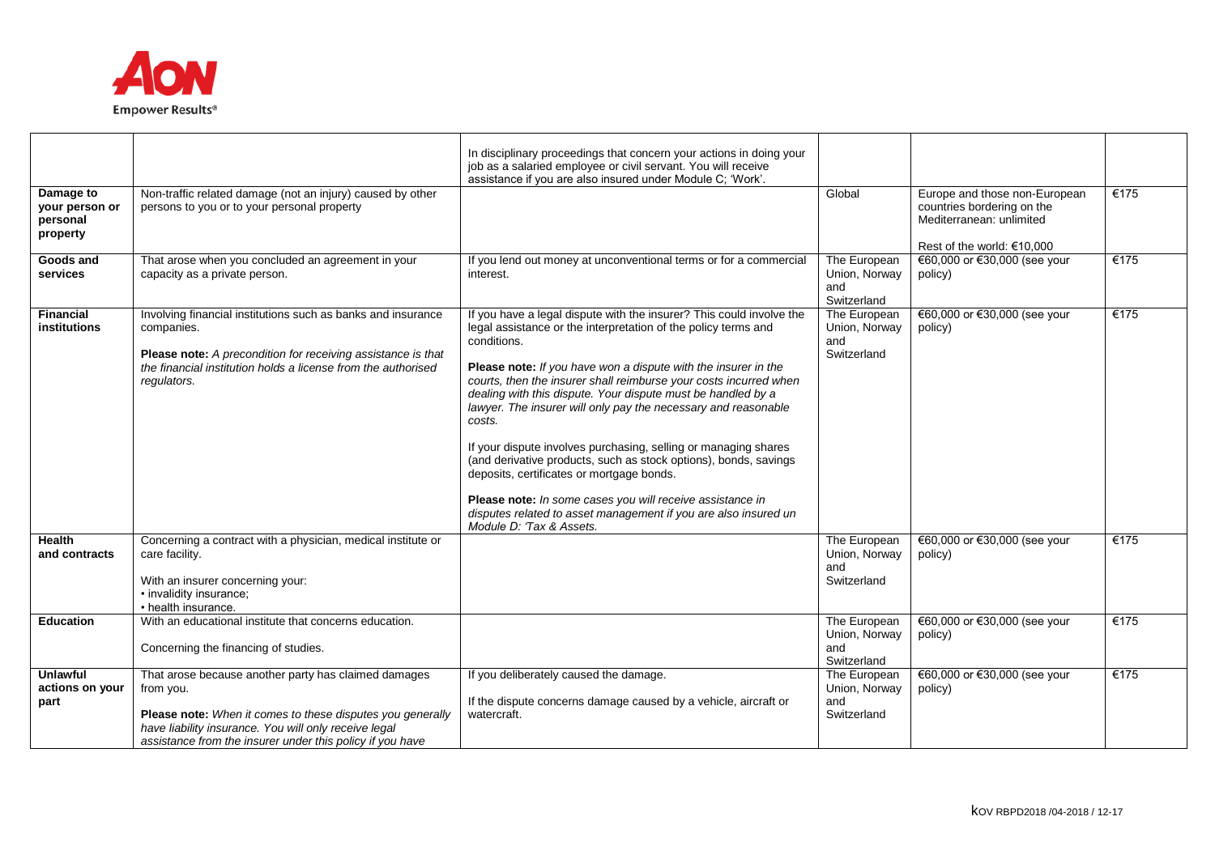| | | In disciplinary proceedings that concern your actions in doing your job as a salaried employee or civil servant. You will receive assistance if you are also insured under Module C; 'Work'. | | | |
|---|---|---|---|---|---|
| **Damage to your person or personal property** | Non-traffic related damage (not an injury) caused by other persons to you or to your personal property | | Global | Europe and those non-European countries bordering on the Mediterranean: unlimited<br><br>Rest of the world: €10,000 | €175 |
| **Goods and services** | That arose when you concluded an agreement in your capacity as a private person. | If you lend out money at unconventional terms or for a commercial interest. | The European Union, Norway and Switzerland | €60,000 or €30,000 (see your policy) | €175 |
| **Financial institutions** | Involving financial institutions such as banks and insurance companies.<br><br>**Please note:** *A precondition for receiving assistance is that the financial institution holds a license from the authorised regulators.* | If you have a legal dispute with the insurer? This could involve the legal assistance or the interpretation of the policy terms and conditions.<br><br>**Please note:** *If you have won a dispute with the insurer in the courts, then the insurer shall reimburse your costs incurred when dealing with this dispute. Your dispute must be handled by a lawyer. The insurer will only pay the necessary and reasonable costs.*<br><br>If your dispute involves purchasing, selling or managing shares (and derivative products, such as stock options), bonds, savings deposits, certificates or mortgage bonds.<br><br>**Please note:** *In some cases you will receive assistance in disputes related to asset management if you are also insured un Module D: 'Tax & Assets.* | The European Union, Norway and Switzerland | €60,000 or €30,000 (see your policy) | €175 |
| **Health and contracts** | Concerning a contract with a physician, medical institute or care facility.<br><br>With an insurer concerning your:<br>• invalidity insurance;<br>• health insurance. | | The European Union, Norway and Switzerland | €60,000 or €30,000 (see your policy) | €175 |
| **Education** | With an educational institute that concerns education.<br><br>Concerning the financing of studies. | | The European Union, Norway and Switzerland | €60,000 or €30,000 (see your policy) | €175 |
| **Unlawful actions on your part** | That arose because another party has claimed damages from you.<br><br>**Please note:** *When it comes to these disputes you generally have liability insurance. You will only receive legal assistance from the insurer under this policy if you have* | If you deliberately caused the damage.<br><br>If the dispute concerns damage caused by a vehicle, aircraft or watercraft. | The European Union, Norway and Switzerland | €60,000 or €30,000 (see your policy) | €175 |

KOV RBPD2018 /04-2018 / 12-17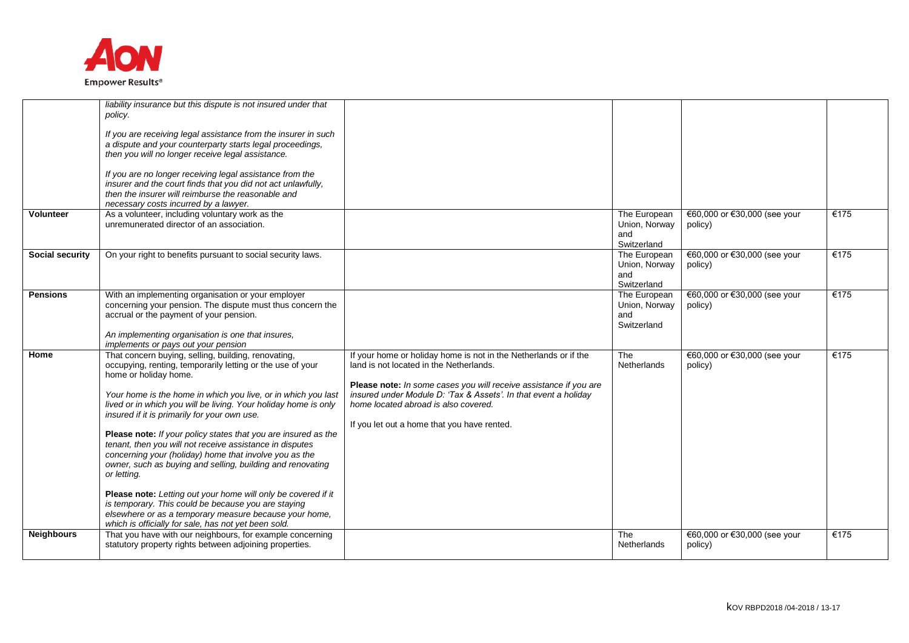| | | | | | |
|---|---|---|---|---|---|
| | *liability insurance but this dispute is not insured under that policy.*<br><br>*If you are receiving legal assistance from the insurer in such a dispute and your counterparty starts legal proceedings, then you will no longer receive legal assistance.*<br><br>*If you are no longer receiving legal assistance from the insurer and the court finds that you did not act unlawfully, then the insurer will reimburse the reasonable and necessary costs incurred by a lawyer.* | | | | |
| **Volunteer** | As a volunteer, including voluntary work as the unremunerated director of an association. | | The European Union, Norway and Switzerland | €60,000 or €30,000 (see your policy) | €175 |
| **Social security** | On your right to benefits pursuant to social security laws. | | The European Union, Norway and Switzerland | €60,000 or €30,000 (see your policy) | €175 |
| **Pensions** | With an implementing organisation or your employer concerning your pension. The dispute must thus concern the accrual or the payment of your pension.<br><br>*An implementing organisation is one that insures, implements or pays out your pension* | | The European Union, Norway and Switzerland | €60,000 or €30,000 (see your policy) | €175 |
| **Home** | That concern buying, selling, building, renovating, occupying, renting, temporarily letting or the use of your home or holiday home.<br><br>*Your home is the home in which you live, or in which you last lived or in which you will be living. Your holiday home is only insured if it is primarily for your own use.*<br><br>**Please note:** *If your policy states that you are insured as the tenant, then you will not receive assistance in disputes concerning your (holiday) home that involve you as the owner, such as buying and selling, building and renovating or letting.*<br><br>**Please note:** *Letting out your home will only be covered if it is temporary. This could be because you are staying elsewhere or as a temporary measure because your home, which is officially for sale, has not yet been sold.* | If your home or holiday home is not in the Netherlands or if the land is not located in the Netherlands.<br><br>**Please note:** *In some cases you will receive assistance if you are insured under Module D: 'Tax & Assets'. In that event a holiday home located abroad is also covered.*<br><br>If you let out a home that you have rented. | The Netherlands | €60,000 or €30,000 (see your policy) | €175 |
| **Neighbours** | That you have with our neighbours, for example concerning statutory property rights between adjoining properties. | | The Netherlands | €60,000 or €30,000 (see your policy) | €175 |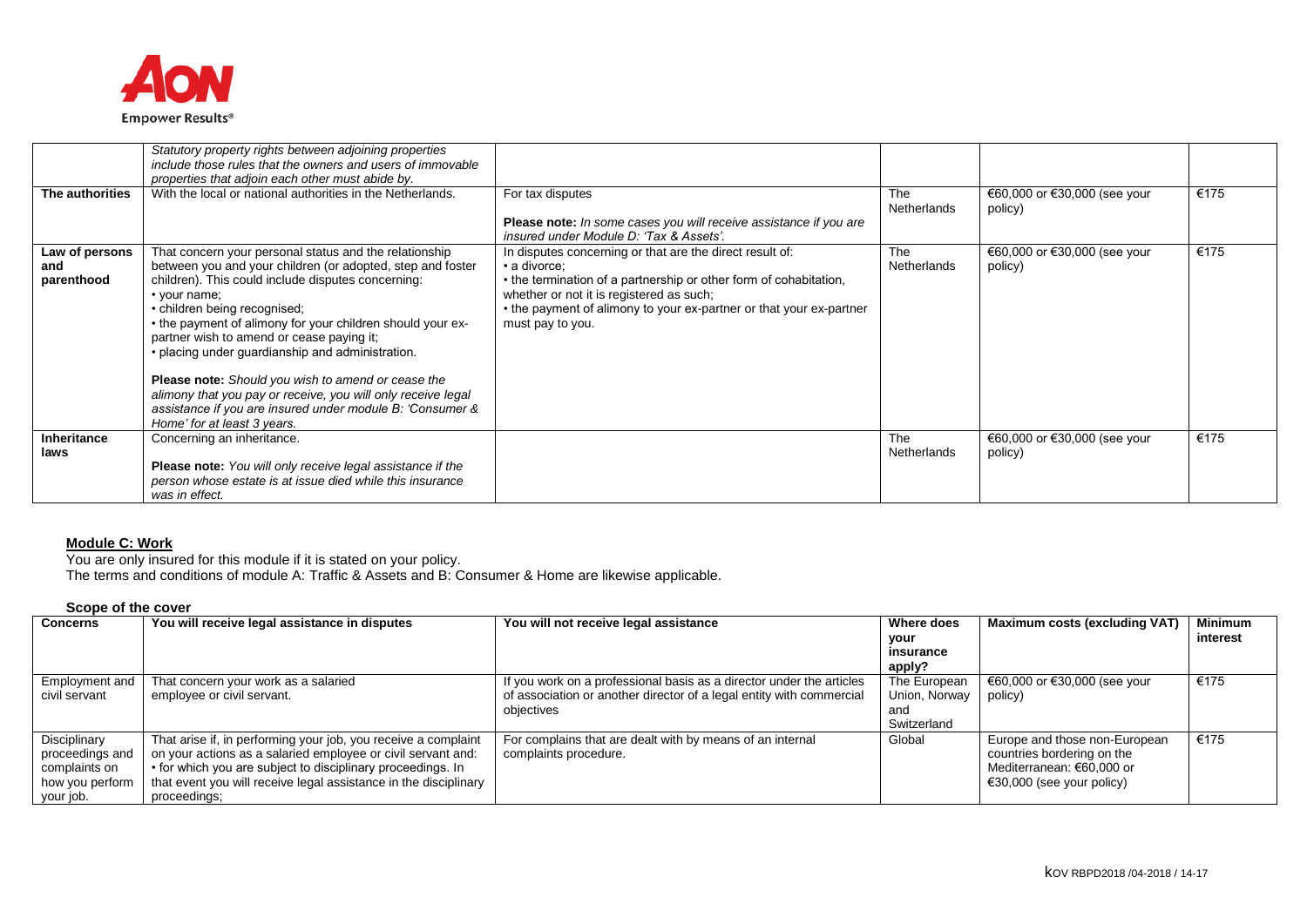| | | | | | |
|---|---|---|---|---|---|
| | *Statutory property rights between adjoining properties include those rules that the owners and users of immovable properties that adjoin each other must abide by.* | | | | |
| **The authorities** | With the local or national authorities in the Netherlands. | For tax disputes<br><br>**Please note:** *In some cases you will receive assistance if you are insured under Module D: 'Tax & Assets'.* | The Netherlands | €60,000 or €30,000 (see your policy) | €175 |
| **Law of persons and parenthood** | That concern your personal status and the relationship between you and your children (or adopted, step and foster children). This could include disputes concerning:<br>• your name;<br>• children being recognised;<br>• the payment of alimony for your children should your ex-partner wish to amend or cease paying it;<br>• placing under guardianship and administration.<br><br>**Please note:** *Should you wish to amend or cease the alimony that you pay or receive, you will only receive legal assistance if you are insured under module B: 'Consumer & Home' for at least 3 years.* | In disputes concerning or that are the direct result of:<br>• a divorce;<br>• the termination of a partnership or other form of cohabitation, whether or not it is registered as such;<br>• the payment of alimony to your ex-partner or that your ex-partner must pay to you. | The Netherlands | €60,000 or €30,000 (see your policy) | €175 |
| **Inheritance laws** | Concerning an inheritance.<br><br>**Please note:** *You will only receive legal assistance if the person whose estate is at issue died while this insurance was in effect.* | | The Netherlands | €60,000 or €30,000 (see your policy) | €175 |

## Module C: Work

You are only insured for this module if it is stated on your policy.
The terms and conditions of module A: Traffic & Assets and B: Consumer & Home are likewise applicable.

### Scope of the cover

| Concerns | You will receive legal assistance in disputes | You will not receive legal assistance | Where does your insurance apply? | Maximum costs (excluding VAT) | Minimum interest |
|---|---|---|---|---|---|
| Employment and civil servant | That concern your work as a salaried employee or civil servant. | If you work on a professional basis as a director under the articles of association or another director of a legal entity with commercial objectives | The European Union, Norway and Switzerland | €60,000 or €30,000 (see your policy) | €175 |
| Disciplinary proceedings and complaints on how you perform your job. | That arise if, in performing your job, you receive a complaint on your actions as a salaried employee or civil servant and:<br>• for which you are subject to disciplinary proceedings. In that event you will receive legal assistance in the disciplinary proceedings; | For complains that are dealt with by means of an internal complaints procedure. | Global | Europe and those non-European countries bordering on the Mediterranean: €60,000 or €30,000 (see your policy) | €175 |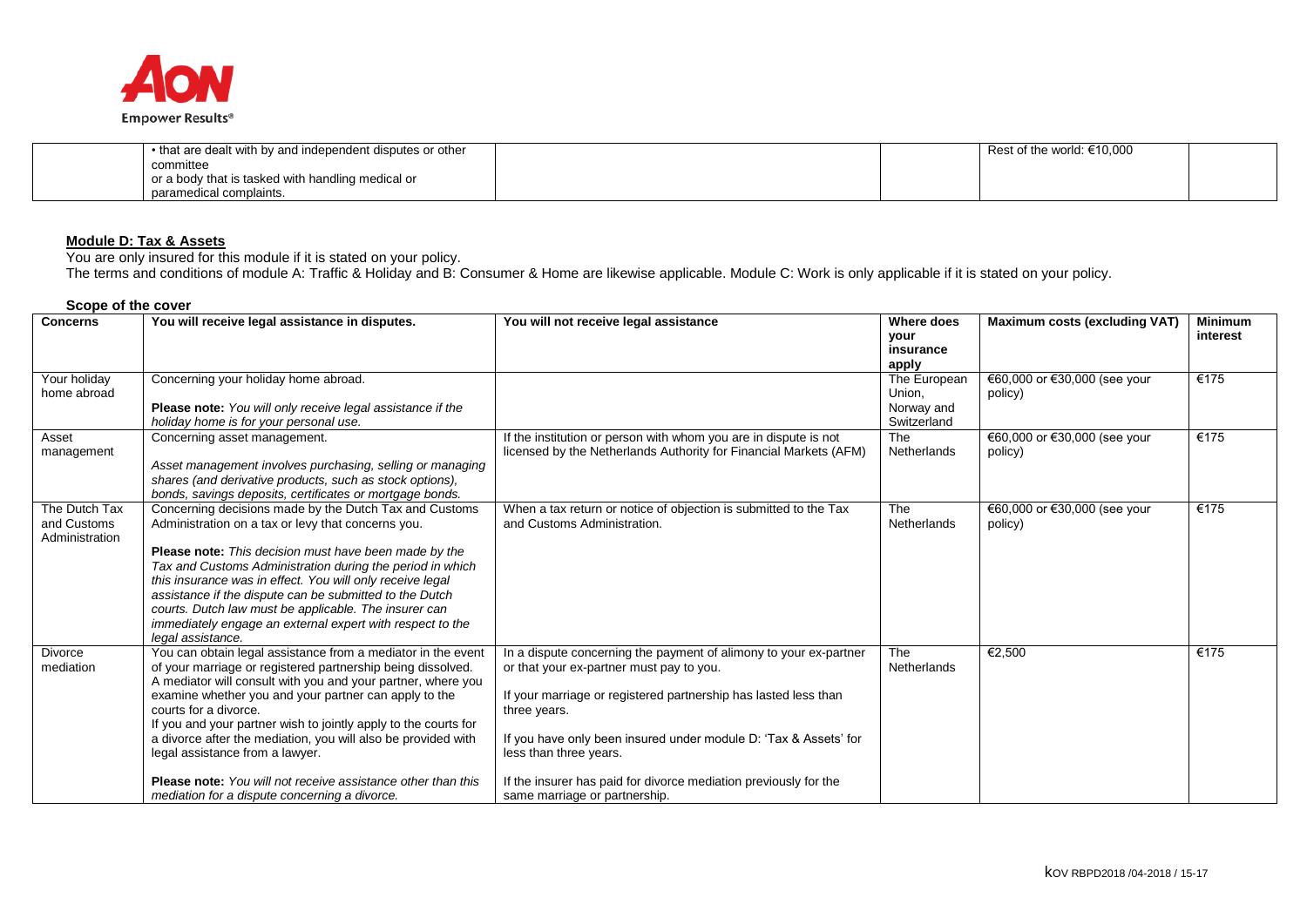| | • that are dealt with by and independent disputes or other committee or a body that is tasked with handling medical or paramedical complaints. | | | Rest of the world: €10,000 | |
|---|---|---|---|---|---|

**Module D: Tax & Assets**

You are only insured for this module if it is stated on your policy.
The terms and conditions of module A: Traffic & Holiday and B: Consumer & Home are likewise applicable. Module C: Work is only applicable if it is stated on your policy.

**Scope of the cover**

| Concerns | You will receive legal assistance in disputes. | You will not receive legal assistance | Where does your insurance apply | Maximum costs (excluding VAT) | Minimum interest |
|---|---|---|---|---|---|
| Your holiday home abroad | Concerning your holiday home abroad.<br><br>**Please note:** *You will only receive legal assistance if the holiday home is for your personal use.* | | The European Union, Norway and Switzerland | €60,000 or €30,000 (see your policy) | €175 |
| Asset management | Concerning asset management.<br><br>*Asset management involves purchasing, selling or managing shares (and derivative products, such as stock options), bonds, savings deposits, certificates or mortgage bonds.* | If the institution or person with whom you are in dispute is not licensed by the Netherlands Authority for Financial Markets (AFM) | The Netherlands | €60,000 or €30,000 (see your policy) | €175 |
| The Dutch Tax and Customs Administration | Concerning decisions made by the Dutch Tax and Customs Administration on a tax or levy that concerns you.<br><br>**Please note:** *This decision must have been made by the Tax and Customs Administration during the period in which this insurance was in effect. You will only receive legal assistance if the dispute can be submitted to the Dutch courts. Dutch law must be applicable. The insurer can immediately engage an external expert with respect to the legal assistance.* | When a tax return or notice of objection is submitted to the Tax and Customs Administration. | The Netherlands | €60,000 or €30,000 (see your policy) | €175 |
| Divorce mediation | You can obtain legal assistance from a mediator in the event of your marriage or registered partnership being dissolved. A mediator will consult with you and your partner, where you examine whether you and your partner can apply to the courts for a divorce.<br>If you and your partner wish to jointly apply to the courts for a divorce after the mediation, you will also be provided with legal assistance from a lawyer.<br><br>**Please note:** *You will not receive assistance other than this mediation for a dispute concerning a divorce.* | In a dispute concerning the payment of alimony to your ex-partner or that your ex-partner must pay to you.<br><br>If your marriage or registered partnership has lasted less than three years.<br><br>If you have only been insured under module D: 'Tax & Assets' for less than three years.<br><br>If the insurer has paid for divorce mediation previously for the same marriage or partnership. | The Netherlands | €2,500 | €175 |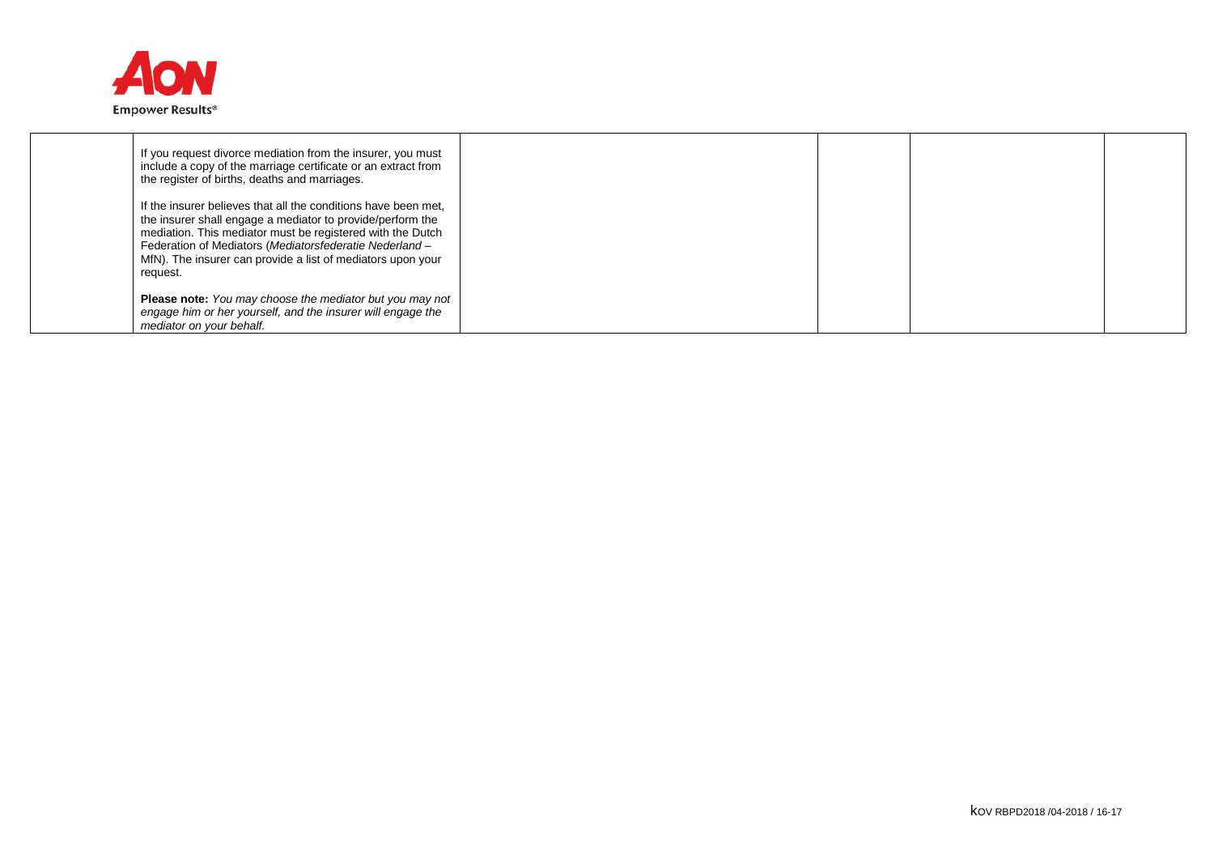| | | | | |
|---|---|---|---|---|
| | If you request divorce mediation from the insurer, you must include a copy of the marriage certificate or an extract from the register of births, deaths and marriages.<br><br>If the insurer believes that all the conditions have been met, the insurer shall engage a mediator to provide/perform the mediation. This mediator must be registered with the Dutch Federation of Mediators (*Mediatorsfederatie Nederland* – MfN). The insurer can provide a list of mediators upon your request.<br><br>**Please note:** *You may choose the mediator but you may not engage him or her yourself, and the insurer will engage the mediator on your behalf.* | | | |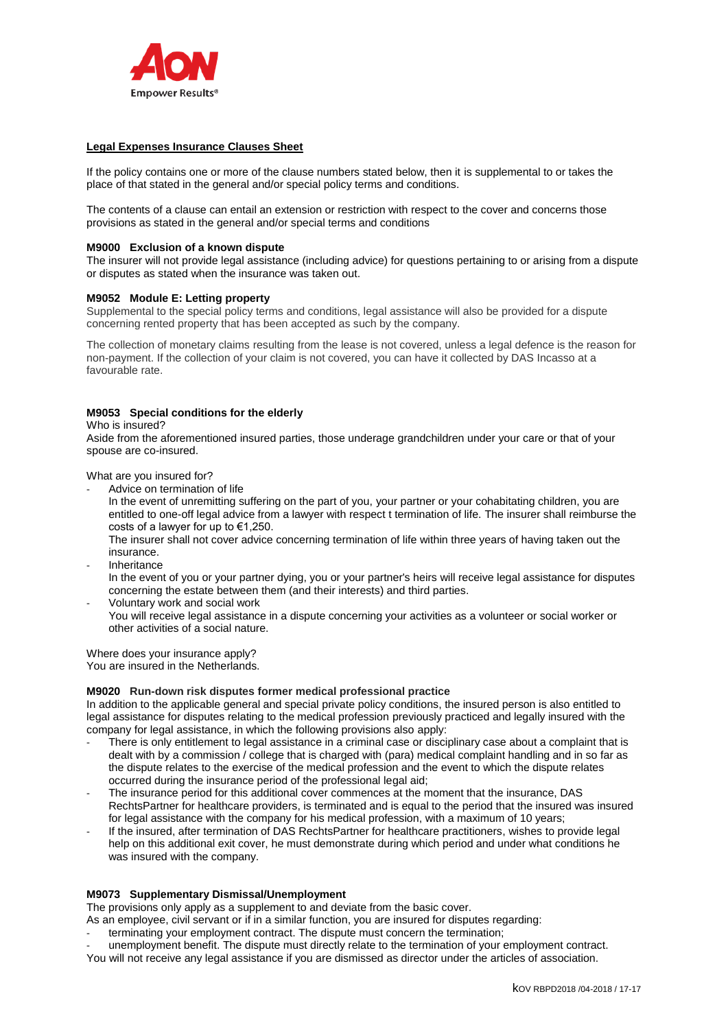**Legal Expenses Insurance Clauses Sheet**

If the policy contains one or more of the clause numbers stated below, then it is supplemental to or takes the place of that stated in the general and/or special policy terms and conditions.

The contents of a clause can entail an extension or restriction with respect to the cover and concerns those provisions as stated in the general and/or special terms and conditions

**M9000 Exclusion of a known dispute**

The insurer will not provide legal assistance (including advice) for questions pertaining to or arising from a dispute or disputes as stated when the insurance was taken out.

**M9052 Module E: Letting property**

Supplemental to the special policy terms and conditions, legal assistance will also be provided for a dispute concerning rented property that has been accepted as such by the company.

The collection of monetary claims resulting from the lease is not covered, unless a legal defence is the reason for non-payment. If the collection of your claim is not covered, you can have it collected by DAS Incasso at a favourable rate.

**M9053 Special conditions for the elderly**

Who is insured?

Aside from the aforementioned insured parties, those underage grandchildren under your care or that of your spouse are co-insured.

What are you insured for?

- Advice on termination of life
  In the event of unremitting suffering on the part of you, your partner or your cohabitating children, you are entitled to one-off legal advice from a lawyer with respect t termination of life. The insurer shall reimburse the costs of a lawyer for up to €1,250.
  The insurer shall not cover advice concerning termination of life within three years of having taken out the insurance.
- Inheritance
  In the event of you or your partner dying, you or your partner's heirs will receive legal assistance for disputes concerning the estate between them (and their interests) and third parties.
- Voluntary work and social work
  You will receive legal assistance in a dispute concerning your activities as a volunteer or social worker or other activities of a social nature.

Where does your insurance apply?

You are insured in the Netherlands.

**M9020 Run-down risk disputes former medical professional practice**

In addition to the applicable general and special private policy conditions, the insured person is also entitled to legal assistance for disputes relating to the medical profession previously practiced and legally insured with the company for legal assistance, in which the following provisions also apply:

- There is only entitlement to legal assistance in a criminal case or disciplinary case about a complaint that is dealt with by a commission / college that is charged with (para) medical complaint handling and in so far as the dispute relates to the exercise of the medical profession and the event to which the dispute relates occurred during the insurance period of the professional legal aid;
- The insurance period for this additional cover commences at the moment that the insurance, DAS RechtsPartner for healthcare providers, is terminated and is equal to the period that the insured was insured for legal assistance with the company for his medical profession, with a maximum of 10 years;
- If the insured, after termination of DAS RechtsPartner for healthcare practitioners, wishes to provide legal help on this additional exit cover, he must demonstrate during which period and under what conditions he was insured with the company.

**M9073 Supplementary Dismissal/Unemployment**

The provisions only apply as a supplement to and deviate from the basic cover.

As an employee, civil servant or if in a similar function, you are insured for disputes regarding:

- terminating your employment contract. The dispute must concern the termination;
- unemployment benefit. The dispute must directly relate to the termination of your employment contract.

You will not receive any legal assistance if you are dismissed as director under the articles of association.